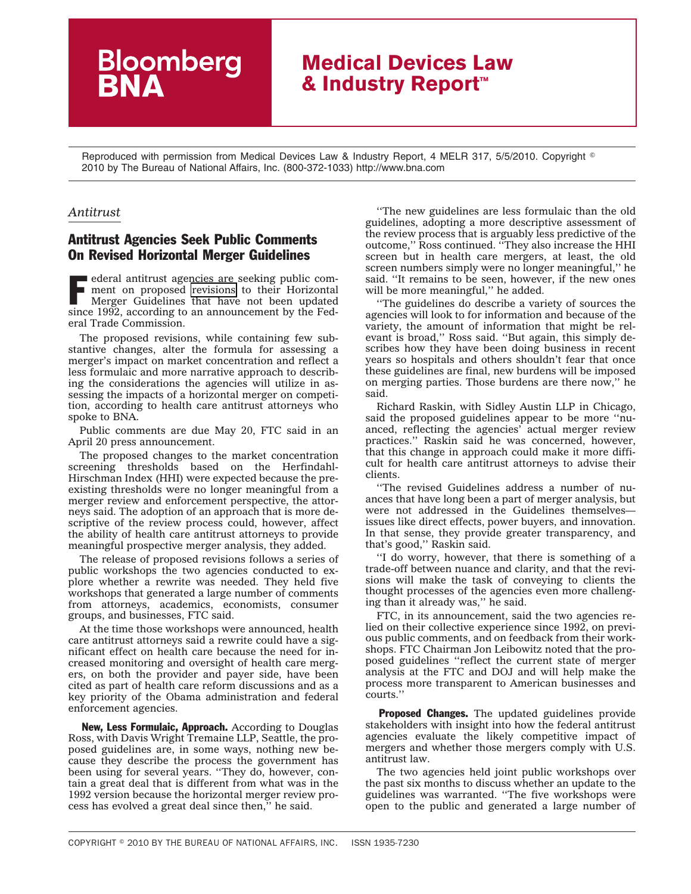Bloomberg BNA

# Medical Devices Law & Industry Report™

Reproduced with permission from Medical Devices Law & Industry Report, 4 MELR 317, 5/5/2010. Copyright © 2010 by The Bureau of National Affairs, Inc. (800-372-1033) http://www.bna.com

*Antitrust*

## Antitrust Agencies Seek Public Comments On Revised Horizontal Merger Guidelines

Federal antitrust agencies are seeking public comment on proposed revisions to their Horizontal Merger Guidelines that have not been updated since 1992, according to an announcement by the Federal Trade Commission.

The proposed revisions, while containing few substantive changes, alter the formula for assessing a merger's impact on market concentration and reflect a less formulaic and more narrative approach to describing the considerations the agencies will utilize in assessing the impacts of a horizontal merger on competition, according to health care antitrust attorneys who spoke to BNA.

Public comments are due May 20, FTC said in an April 20 press announcement.

The proposed changes to the market concentration screening thresholds based on the Herfindahl-Hirschman Index (HHI) were expected because the preexisting thresholds were no longer meaningful from a merger review and enforcement perspective, the attorneys said. The adoption of an approach that is more descriptive of the review process could, however, affect the ability of health care antitrust attorneys to provide meaningful prospective merger analysis, they added.

The release of proposed revisions follows a series of public workshops the two agencies conducted to explore whether a rewrite was needed. They held five workshops that generated a large number of comments from attorneys, academics, economists, consumer groups, and businesses, FTC said.

At the time those workshops were announced, health care antitrust attorneys said a rewrite could have a significant effect on health care because the need for increased monitoring and oversight of health care mergers, on both the provider and payer side, have been cited as part of health care reform discussions and as a key priority of the Obama administration and federal enforcement agencies.

**New, Less Formulaic, Approach.** According to Douglas Ross, with Davis Wright Tremaine LLP, Seattle, the proposed guidelines are, in some ways, nothing new because they describe the process the government has been using for several years. ''They do, however, contain a great deal that is different from what was in the 1992 version because the horizontal merger review process has evolved a great deal since then,'' he said.

''The new guidelines are less formulaic than the old guidelines, adopting a more descriptive assessment of the review process that is arguably less predictive of the outcome,'' Ross continued. ''They also increase the HHI screen but in health care mergers, at least, the old screen numbers simply were no longer meaningful,'' he said. ''It remains to be seen, however, if the new ones will be more meaningful,'' he added.

''The guidelines do describe a variety of sources the agencies will look to for information and because of the variety, the amount of information that might be relevant is broad,'' Ross said. ''But again, this simply describes how they have been doing business in recent years so hospitals and others shouldn't fear that once these guidelines are final, new burdens will be imposed on merging parties. Those burdens are there now,'' he said.

Richard Raskin, with Sidley Austin LLP in Chicago, said the proposed guidelines appear to be more ''nuanced, reflecting the agencies' actual merger review practices.'' Raskin said he was concerned, however, that this change in approach could make it more difficult for health care antitrust attorneys to advise their clients.

''The revised Guidelines address a number of nuances that have long been a part of merger analysis, but were not addressed in the Guidelines themselves—issues like direct effects, power buyers, and innovation. In that sense, they provide greater transparency, and that's good,'' Raskin said.

''I do worry, however, that there is something of a trade-off between nuance and clarity, and that the revisions will make the task of conveying to clients the thought processes of the agencies even more challenging than it already was,'' he said.

FTC, in its announcement, said the two agencies relied on their collective experience since 1992, on previous public comments, and on feedback from their workshops. FTC Chairman Jon Leibowitz noted that the proposed guidelines ''reflect the current state of merger analysis at the FTC and DOJ and will help make the process more transparent to American businesses and courts.''

**Proposed Changes.** The updated guidelines provide stakeholders with insight into how the federal antitrust agencies evaluate the likely competitive impact of mergers and whether those mergers comply with U.S. antitrust law.

The two agencies held joint public workshops over the past six months to discuss whether an update to the guidelines was warranted. ''The five workshops were open to the public and generated a large number of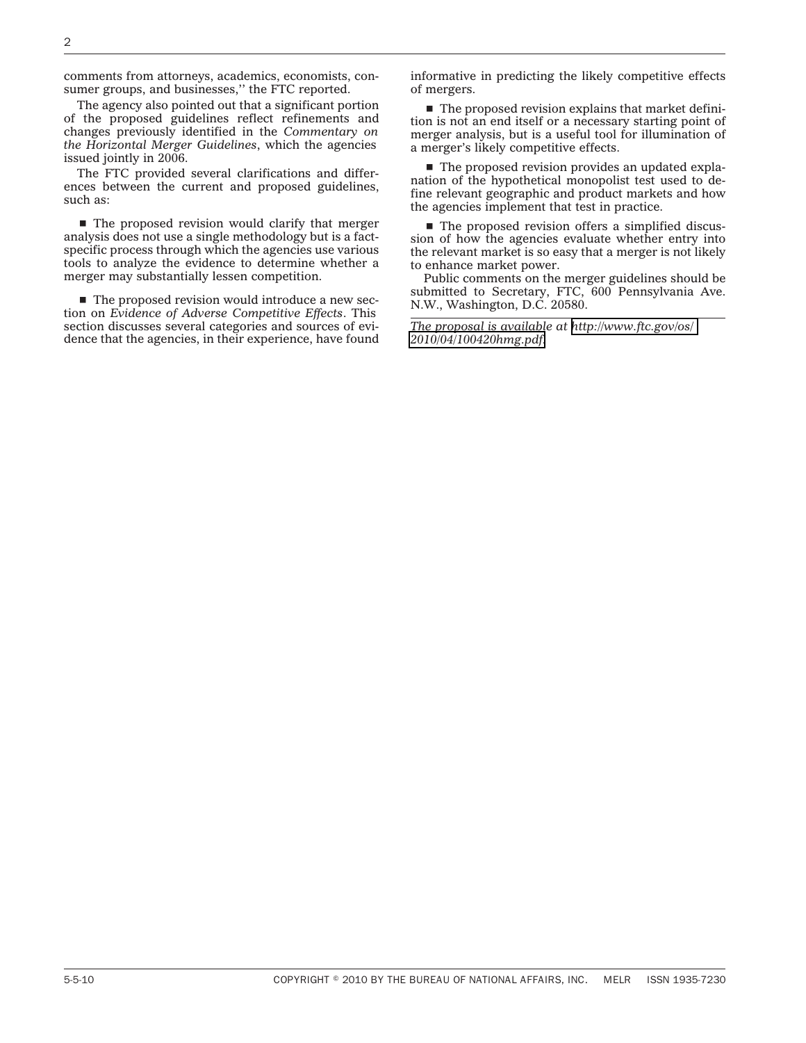comments from attorneys, academics, economists, consumer groups, and businesses,'' the FTC reported.

The agency also pointed out that a significant portion of the proposed guidelines reflect refinements and changes previously identified in the *Commentary on the Horizontal Merger Guidelines*, which the agencies issued jointly in 2006.

The FTC provided several clarifications and differences between the current and proposed guidelines, such as:

- The proposed revision would clarify that merger analysis does not use a single methodology but is a fact-specific process through which the agencies use various tools to analyze the evidence to determine whether a merger may substantially lessen competition.

- The proposed revision would introduce a new section on *Evidence of Adverse Competitive Effects*. This section discusses several categories and sources of evidence that the agencies, in their experience, have found informative in predicting the likely competitive effects of mergers.

- The proposed revision explains that market definition is not an end itself or a necessary starting point of merger analysis, but is a useful tool for illumination of a merger's likely competitive effects.

- The proposed revision provides an updated explanation of the hypothetical monopolist test used to define relevant geographic and product markets and how the agencies implement that test in practice.

- The proposed revision offers a simplified discussion of how the agencies evaluate whether entry into the relevant market is so easy that a merger is not likely to enhance market power.

Public comments on the merger guidelines should be submitted to Secretary, FTC, 600 Pennsylvania Ave. N.W., Washington, D.C. 20580.

*The proposal is available at http://www.ftc.gov/os/2010/04/100420hmg.pdf.*